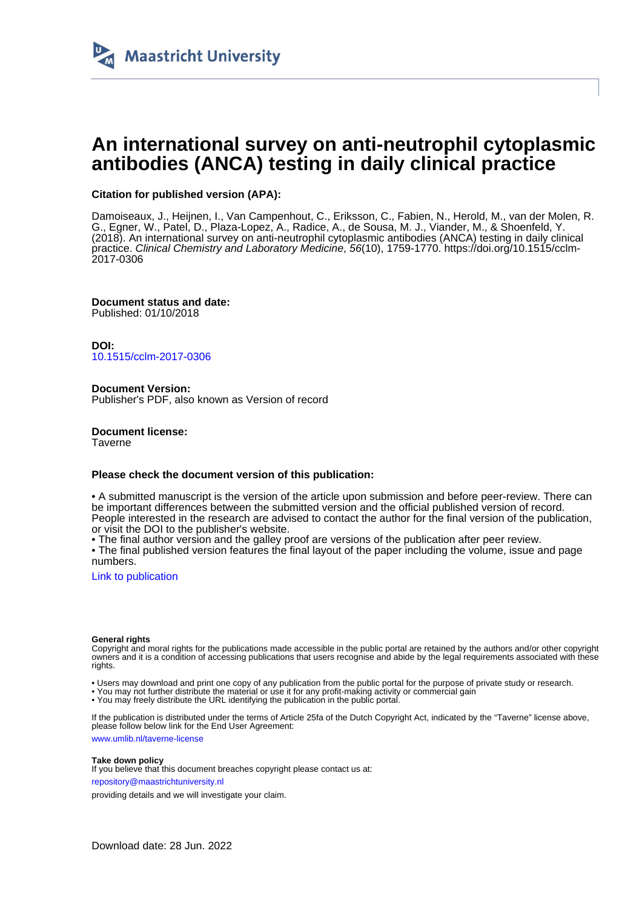Maastricht University

# An international survey on anti-neutrophil cytoplasmic antibodies (ANCA) testing in daily clinical practice

**Citation for published version (APA):**

Damoiseaux, J., Heijnen, I., Van Campenhout, C., Eriksson, C., Fabien, N., Herold, M., van der Molen, R. G., Egner, W., Patel, D., Plaza-Lopez, A., Radice, A., de Sousa, M. J., Viander, M., & Shoenfeld, Y. (2018). An international survey on anti-neutrophil cytoplasmic antibodies (ANCA) testing in daily clinical practice. *Clinical Chemistry and Laboratory Medicine*, *56*(10), 1759-1770. https://doi.org/10.1515/cclm-2017-0306

**Document status and date:**
Published: 01/10/2018

**DOI:**
10.1515/cclm-2017-0306

**Document Version:**
Publisher's PDF, also known as Version of record

**Document license:**
Taverne

**Please check the document version of this publication:**

• A submitted manuscript is the version of the article upon submission and before peer-review. There can be important differences between the submitted version and the official published version of record. People interested in the research are advised to contact the author for the final version of the publication, or visit the DOI to the publisher's website.
• The final author version and the galley proof are versions of the publication after peer review.
• The final published version features the final layout of the paper including the volume, issue and page numbers.

Link to publication

**General rights**
Copyright and moral rights for the publications made accessible in the public portal are retained by the authors and/or other copyright owners and it is a condition of accessing publications that users recognise and abide by the legal requirements associated with these rights.

• Users may download and print one copy of any publication from the public portal for the purpose of private study or research.
• You may not further distribute the material or use it for any profit-making activity or commercial gain
• You may freely distribute the URL identifying the publication in the public portal.

If the publication is distributed under the terms of Article 25fa of the Dutch Copyright Act, indicated by the "Taverne" license above, please follow below link for the End User Agreement:

www.umlib.nl/taverne-license

**Take down policy**
If you believe that this document breaches copyright please contact us at:

repository@maastrichtuniversity.nl

providing details and we will investigate your claim.

Download date: 28 Jun. 2022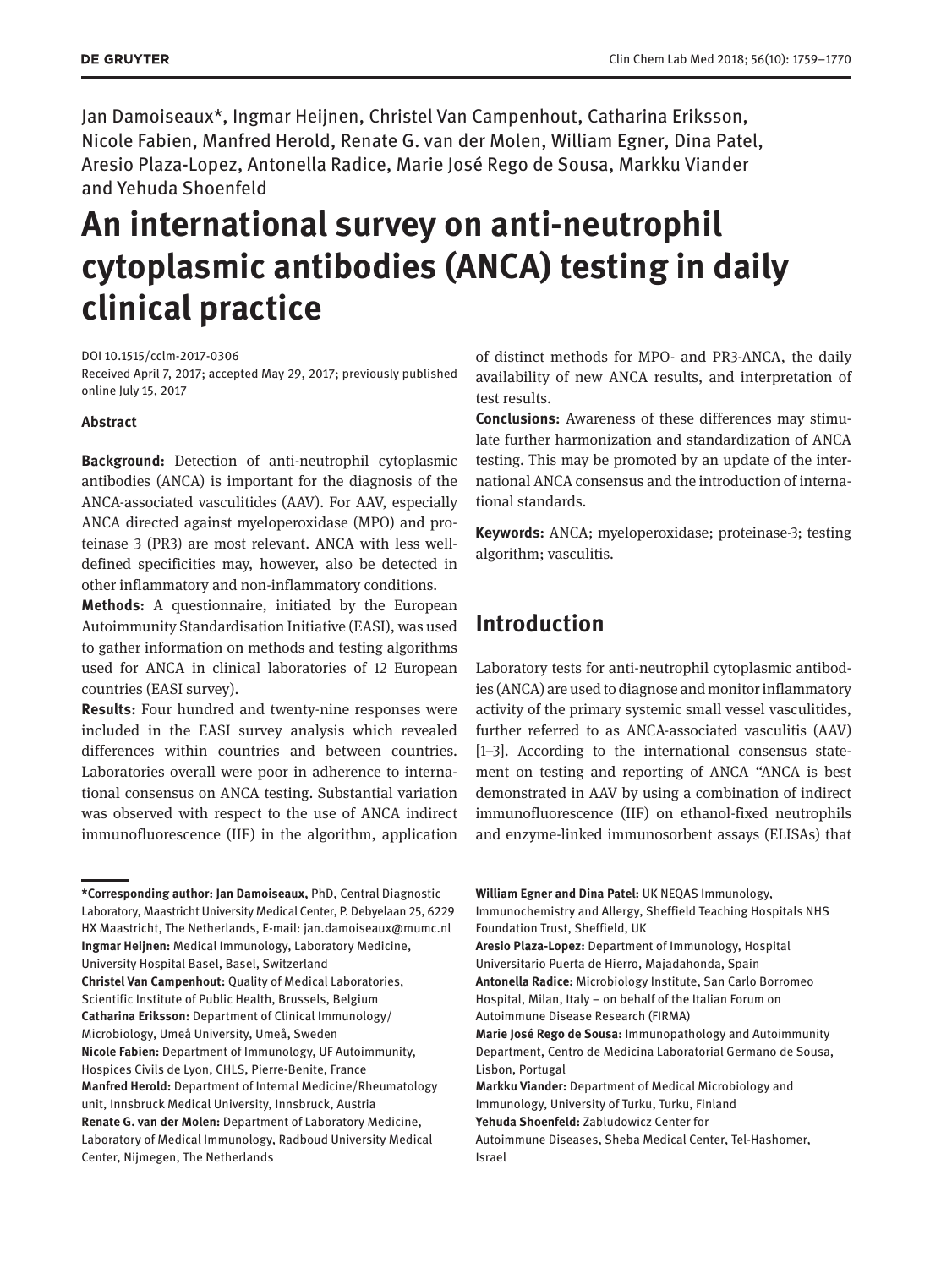Jan Damoiseaux*, Ingmar Heijnen, Christel Van Campenhout, Catharina Eriksson, Nicole Fabien, Manfred Herold, Renate G. van der Molen, William Egner, Dina Patel, Aresio Plaza-Lopez, Antonella Radice, Marie José Rego de Sousa, Markku Viander and Yehuda Shoenfeld

# An international survey on anti-neutrophil cytoplasmic antibodies (ANCA) testing in daily clinical practice

DOI 10.1515/cclm-2017-0306
Received April 7, 2017; accepted May 29, 2017; previously published online July 15, 2017

**Abstract**

**Background:** Detection of anti-neutrophil cytoplasmic antibodies (ANCA) is important for the diagnosis of the ANCA-associated vasculitides (AAV). For AAV, especially ANCA directed against myeloperoxidase (MPO) and proteinase 3 (PR3) are most relevant. ANCA with less well-defined specificities may, however, also be detected in other inflammatory and non-inflammatory conditions.

**Methods:** A questionnaire, initiated by the European Autoimmunity Standardisation Initiative (EASI), was used to gather information on methods and testing algorithms used for ANCA in clinical laboratories of 12 European countries (EASI survey).

**Results:** Four hundred and twenty-nine responses were included in the EASI survey analysis which revealed differences within countries and between countries. Laboratories overall were poor in adherence to international consensus on ANCA testing. Substantial variation was observed with respect to the use of ANCA indirect immunofluorescence (IIF) in the algorithm, application of distinct methods for MPO- and PR3-ANCA, the daily availability of new ANCA results, and interpretation of test results.

**Conclusions:** Awareness of these differences may stimulate further harmonization and standardization of ANCA testing. This may be promoted by an update of the international ANCA consensus and the introduction of international standards.

**Keywords:** ANCA; myeloperoxidase; proteinase-3; testing algorithm; vasculitis.

## Introduction

Laboratory tests for anti-neutrophil cytoplasmic antibodies (ANCA) are used to diagnose and monitor inflammatory activity of the primary systemic small vessel vasculitides, further referred to as ANCA-associated vasculitis (AAV) [1–3]. According to the international consensus statement on testing and reporting of ANCA "ANCA is best demonstrated in AAV by using a combination of indirect immunofluorescence (IIF) on ethanol-fixed neutrophils and enzyme-linked immunosorbent assays (ELISAs) that

---

***Corresponding author: Jan Damoiseaux,** PhD, Central Diagnostic Laboratory, Maastricht University Medical Center, P. Debyelaan 25, 6229 HX Maastricht, The Netherlands, E-mail: jan.damoiseaux@mumc.nl
**Ingmar Heijnen:** Medical Immunology, Laboratory Medicine, University Hospital Basel, Basel, Switzerland
**Christel Van Campenhout:** Quality of Medical Laboratories, Scientific Institute of Public Health, Brussels, Belgium
**Catharina Eriksson:** Department of Clinical Immunology/Microbiology, Umeå University, Umeå, Sweden
**Nicole Fabien:** Department of Immunology, UF Autoimmunity, Hospices Civils de Lyon, CHLS, Pierre-Benite, France
**Manfred Herold:** Department of Internal Medicine/Rheumatology unit, Innsbruck Medical University, Innsbruck, Austria
**Renate G. van der Molen:** Department of Laboratory Medicine, Laboratory of Medical Immunology, Radboud University Medical Center, Nijmegen, The Netherlands
**William Egner and Dina Patel:** UK NEQAS Immunology, Immunochemistry and Allergy, Sheffield Teaching Hospitals NHS Foundation Trust, Sheffield, UK
**Aresio Plaza-Lopez:** Department of Immunology, Hospital Universitario Puerta de Hierro, Majadahonda, Spain
**Antonella Radice:** Microbiology Institute, San Carlo Borromeo Hospital, Milan, Italy – on behalf of the Italian Forum on Autoimmune Disease Research (FIRMA)
**Marie José Rego de Sousa:** Immunopathology and Autoimmunity Department, Centro de Medicina Laboratorial Germano de Sousa, Lisbon, Portugal
**Markku Viander:** Department of Medical Microbiology and Immunology, University of Turku, Turku, Finland
**Yehuda Shoenfeld:** Zabludowicz Center for Autoimmune Diseases, Sheba Medical Center, Tel-Hashomer, Israel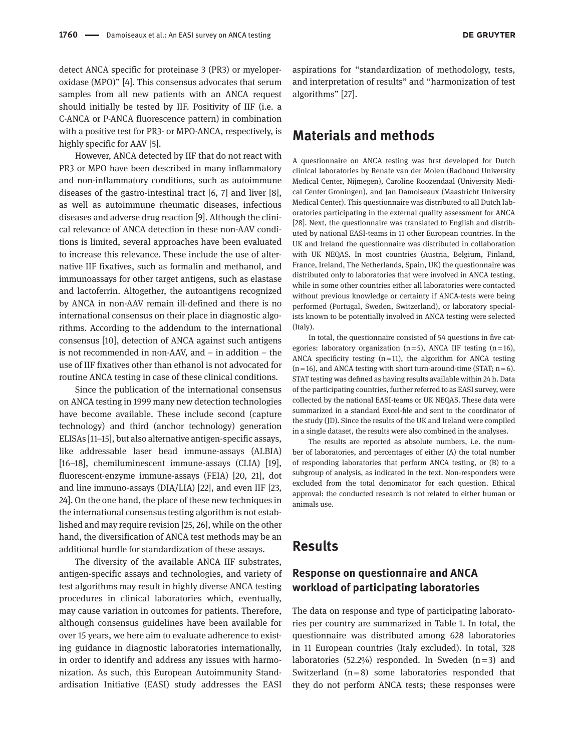detect ANCA specific for proteinase 3 (PR3) or myeloperoxidase (MPO)" [4]. This consensus advocates that serum samples from all new patients with an ANCA request should initially be tested by IIF. Positivity of IIF (i.e. a C-ANCA or P-ANCA fluorescence pattern) in combination with a positive test for PR3- or MPO-ANCA, respectively, is highly specific for AAV [5].

However, ANCA detected by IIF that do not react with PR3 or MPO have been described in many inflammatory and non-inflammatory conditions, such as autoimmune diseases of the gastro-intestinal tract [6, 7] and liver [8], as well as autoimmune rheumatic diseases, infectious diseases and adverse drug reaction [9]. Although the clinical relevance of ANCA detection in these non-AAV conditions is limited, several approaches have been evaluated to increase this relevance. These include the use of alternative IIF fixatives, such as formalin and methanol, and immunoassays for other target antigens, such as elastase and lactoferrin. Altogether, the autoantigens recognized by ANCA in non-AAV remain ill-defined and there is no international consensus on their place in diagnostic algorithms. According to the addendum to the international consensus [10], detection of ANCA against such antigens is not recommended in non-AAV, and – in addition – the use of IIF fixatives other than ethanol is not advocated for routine ANCA testing in case of these clinical conditions.

Since the publication of the international consensus on ANCA testing in 1999 many new detection technologies have become available. These include second (capture technology) and third (anchor technology) generation ELISAs [11–15], but also alternative antigen-specific assays, like addressable laser bead immune-assays (ALBIA) [16–18], chemiluminescent immune-assays (CLIA) [19], fluorescent-enzyme immune-assays (FEIA) [20, 21], dot and line immuno-assays (DIA/LIA) [22], and even IIF [23, 24]. On the one hand, the place of these new techniques in the international consensus testing algorithm is not established and may require revision [25, 26], while on the other hand, the diversification of ANCA test methods may be an additional hurdle for standardization of these assays.

The diversity of the available ANCA IIF substrates, antigen-specific assays and technologies, and variety of test algorithms may result in highly diverse ANCA testing procedures in clinical laboratories which, eventually, may cause variation in outcomes for patients. Therefore, although consensus guidelines have been available for over 15 years, we here aim to evaluate adherence to existing guidance in diagnostic laboratories internationally, in order to identify and address any issues with harmonization. As such, this European Autoimmunity Standardisation Initiative (EASI) study addresses the EASI aspirations for "standardization of methodology, tests, and interpretation of results" and "harmonization of test algorithms" [27].

## Materials and methods

A questionnaire on ANCA testing was first developed for Dutch clinical laboratories by Renate van der Molen (Radboud University Medical Center, Nijmegen), Caroline Roozendaal (University Medical Center Groningen), and Jan Damoiseaux (Maastricht University Medical Center). This questionnaire was distributed to all Dutch laboratories participating in the external quality assessment for ANCA [28]. Next, the questionnaire was translated to English and distributed by national EASI-teams in 11 other European countries. In the UK and Ireland the questionnaire was distributed in collaboration with UK NEQAS. In most countries (Austria, Belgium, Finland, France, Ireland, The Netherlands, Spain, UK) the questionnaire was distributed only to laboratories that were involved in ANCA testing, while in some other countries either all laboratories were contacted without previous knowledge or certainty if ANCA-tests were being performed (Portugal, Sweden, Switzerland), or laboratory specialists known to be potentially involved in ANCA testing were selected (Italy).

In total, the questionnaire consisted of 54 questions in five categories: laboratory organization (n=5), ANCA IIF testing (n=16), ANCA specificity testing (n=11), the algorithm for ANCA testing (n=16), and ANCA testing with short turn-around-time (STAT; n=6). STAT testing was defined as having results available within 24 h. Data of the participating countries, further referred to as EASI survey, were collected by the national EASI-teams or UK NEQAS. These data were summarized in a standard Excel-file and sent to the coordinator of the study (JD). Since the results of the UK and Ireland were compiled in a single dataset, the results were also combined in the analyses.

The results are reported as absolute numbers, i.e. the number of laboratories, and percentages of either (A) the total number of responding laboratories that perform ANCA testing, or (B) to a subgroup of analysis, as indicated in the text. Non-responders were excluded from the total denominator for each question. Ethical approval: the conducted research is not related to either human or animals use.

## Results

### Response on questionnaire and ANCA workload of participating laboratories

The data on response and type of participating laboratories per country are summarized in Table 1. In total, the questionnaire was distributed among 628 laboratories in 11 European countries (Italy excluded). In total, 328 laboratories (52.2%) responded. In Sweden (n=3) and Switzerland (n=8) some laboratories responded that they do not perform ANCA tests; these responses were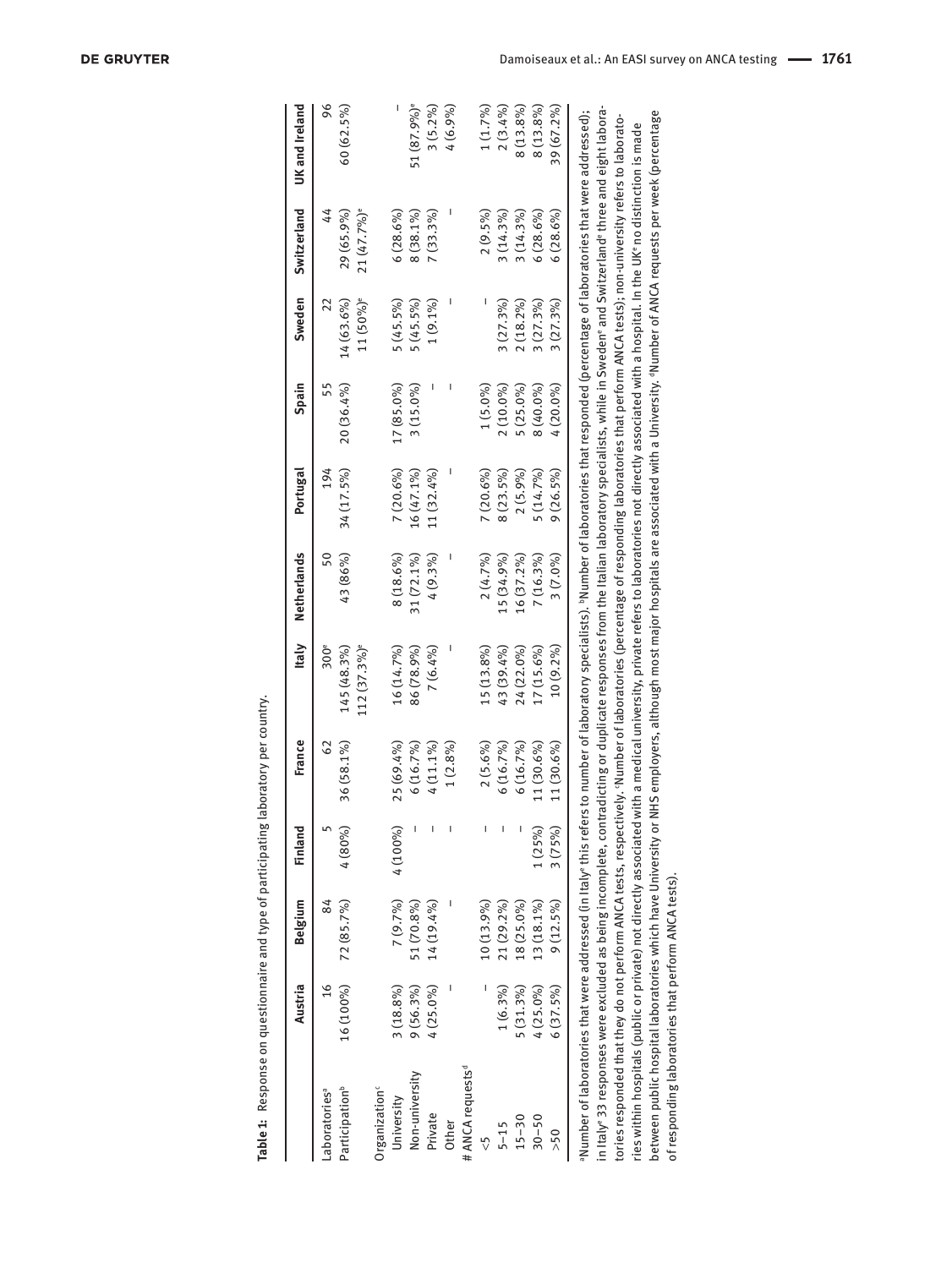**Table 1:** Response on questionnaire and type of participating laboratory per country.

| | Austria | Belgium | Finland | France | Italy | Netherlands | Portugal | Spain | Sweden | Switzerland | UK and Ireland |
|---|---|---|---|---|---|---|---|---|---|---|---|
| Laboratories[a] | 16 | 84 | 5 | 62 | 300[e] | 50 | 194 | 55 | 22 | 44 | 96 |
| Participation[b] | 16 (100%) | 72 (85.7%) | 4 (80%) | 36 (58.1%) | 145 (48.3%) | 43 (86%) | 34 (17.5%) | 20 (36.4%) | 14 (63.6%) | 29 (65.9%) | 60 (62.5%) |
| | | | | | 112 (37.3%)[e] | | | | 11 (50%)[e] | 21 (47.7%)[e] | |
| Organization[c] | | | | | | | | | | | |
| University | 3 (18.8%) | 7 (9.7%) | 4 (100%) | 25 (69.4%) | 16 (14.7%) | 8 (18.6%) | 7 (20.6%) | 17 (85.0%) | 5 (45.5%) | 6 (28.6%) | – |
| Non-university | 9 (56.3%) | 51 (70.8%) | – | 6 (16.7%) | 86 (78.9%) | 31 (72.1%) | 16 (47.1%) | 3 (15.0%) | 5 (45.5%) | 8 (38.1%) | 51 (87.9%)[e] |
| Private | 4 (25.0%) | 14 (19.4%) | – | 4 (11.1%) | 7 (6.4%) | 4 (9.3%) | 11 (32.4%) | – | 1 (9.1%) | 7 (33.3%) | 3 (5.2%) |
| Other | – | – | – | 1 (2.8%) | – | – | – | – | – | – | 4 (6.9%) |
| # ANCA requests[d] | | | | | | | | | | | |
| <5 | – | 10 (13.9%) | – | 2 (5.6%) | 15 (13.8%) | 2 (4.7%) | 7 (20.6%) | 1 (5.0%) | – | 2 (9.5%) | 1 (1.7%) |
| 5–15 | 1 (6.3%) | 21 (29.2%) | – | 6 (16.7%) | 43 (39.4%) | 15 (34.9%) | 8 (23.5%) | 2 (10.0%) | 3 (27.3%) | 3 (14.3%) | 2 (3.4%) |
| 15–30 | 5 (31.3%) | 18 (25.0%) | – | 6 (16.7%) | 24 (22.0%) | 16 (37.2%) | 2 (5.9%) | 5 (25.0%) | 2 (18.2%) | 3 (14.3%) | 8 (13.8%) |
| 30–50 | 4 (25.0%) | 13 (18.1%) | 1 (25%) | 11 (30.6%) | 17 (15.6%) | 7 (16.3%) | 5 (14.7%) | 8 (40.0%) | 3 (27.3%) | 6 (28.6%) | 8 (13.8%) |
| >50 | 6 (37.5%) | 9 (12.5%) | 3 (75%) | 11 (30.6%) | 10 (9.2%) | 3 (7.0%) | 9 (26.5%) | 4 (20.0%) | 3 (27.3%) | 6 (28.6%) | 39 (67.2%) |

[a]Number of laboratories that were addressed (in Italy[e] this refers to number of laboratory specialists). [b]Number of laboratories that responded (percentage of laboratories that were addressed); in Italy[e] 33 responses were excluded as being incomplete, contradicting or duplicate responses from the Italian laboratory specialists, while in Sweden[e] and Switzerland[e] three and eight laboratories responded that they do not perform ANCA tests, respectively. [c]Number of laboratories (percentage of responding laboratories that perform ANCA tests); non-university refers to laboratories within hospitals (public or private) not directly associated with a medical university, private refers to laboratories not directly associated with a hospital. In the UK[e] no distinction is made between public hospital laboratories which have University or NHS employers, although most major hospitals are associated with a University. [d]Number of ANCA requests per week (percentage of responding laboratories that perform ANCA tests).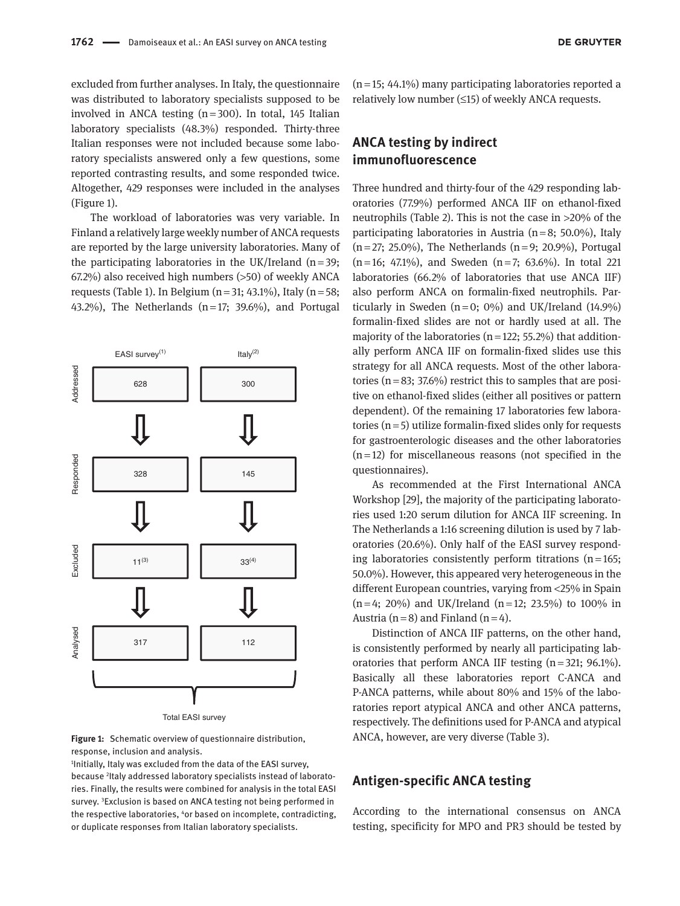excluded from further analyses. In Italy, the questionnaire was distributed to laboratory specialists supposed to be involved in ANCA testing (n = 300). In total, 145 Italian laboratory specialists (48.3%) responded. Thirty-three Italian responses were not included because some laboratory specialists answered only a few questions, some reported contrasting results, and some responded twice. Altogether, 429 responses were included in the analyses (Figure 1).

The workload of laboratories was very variable. In Finland a relatively large weekly number of ANCA requests are reported by the large university laboratories. Many of the participating laboratories in the UK/Ireland (n = 39; 67.2%) also received high numbers (>50) of weekly ANCA requests (Table 1). In Belgium (n = 31; 43.1%), Italy (n = 58; 43.2%), The Netherlands (n = 17; 39.6%), and Portugal (n = 15; 44.1%) many participating laboratories reported a relatively low number (≤15) of weekly ANCA requests.

| | EASI survey[(1)] | Italy[(2)] |
|---|---|---|
| Addressed | 628 | 300 |
| Responded | 328 | 145 |
| Excluded | 11[(3)] | 33[(4)] |
| Analysed | 317 | 112 |
| | Total EASI survey | |

**Figure 1:** Schematic overview of questionnaire distribution, response, inclusion and analysis.
[1]Initially, Italy was excluded from the data of the EASI survey, because [2]Italy addressed laboratory specialists instead of laboratories. Finally, the results were combined for analysis in the total EASI survey. [3]Exclusion is based on ANCA testing not being performed in the respective laboratories, [4]or based on incomplete, contradicting, or duplicate responses from Italian laboratory specialists.

## ANCA testing by indirect immunofluorescence

Three hundred and thirty-four of the 429 responding laboratories (77.9%) performed ANCA IIF on ethanol-fixed neutrophils (Table 2). This is not the case in >20% of the participating laboratories in Austria (n = 8; 50.0%), Italy (n = 27; 25.0%), The Netherlands (n = 9; 20.9%), Portugal (n = 16; 47.1%), and Sweden (n = 7; 63.6%). In total 221 laboratories (66.2% of laboratories that use ANCA IIF) also perform ANCA on formalin-fixed neutrophils. Particularly in Sweden (n = 0; 0%) and UK/Ireland (14.9%) formalin-fixed slides are not or hardly used at all. The majority of the laboratories (n = 122; 55.2%) that additionally perform ANCA IIF on formalin-fixed slides use this strategy for all ANCA requests. Most of the other laboratories (n = 83; 37.6%) restrict this to samples that are positive on ethanol-fixed slides (either all positives or pattern dependent). Of the remaining 17 laboratories few laboratories (n = 5) utilize formalin-fixed slides only for requests for gastroenterologic diseases and the other laboratories (n = 12) for miscellaneous reasons (not specified in the questionnaires).

As recommended at the First International ANCA Workshop [29], the majority of the participating laboratories used 1:20 serum dilution for ANCA IIF screening. In The Netherlands a 1:16 screening dilution is used by 7 laboratories (20.6%). Only half of the EASI survey responding laboratories consistently perform titrations (n = 165; 50.0%). However, this appeared very heterogeneous in the different European countries, varying from <25% in Spain (n = 4; 20%) and UK/Ireland (n = 12; 23.5%) to 100% in Austria (n = 8) and Finland (n = 4).

Distinction of ANCA IIF patterns, on the other hand, is consistently performed by nearly all participating laboratories that perform ANCA IIF testing (n = 321; 96.1%). Basically all these laboratories report C-ANCA and P-ANCA patterns, while about 80% and 15% of the laboratories report atypical ANCA and other ANCA patterns, respectively. The definitions used for P-ANCA and atypical ANCA, however, are very diverse (Table 3).

## Antigen-specific ANCA testing

According to the international consensus on ANCA testing, specificity for MPO and PR3 should be tested by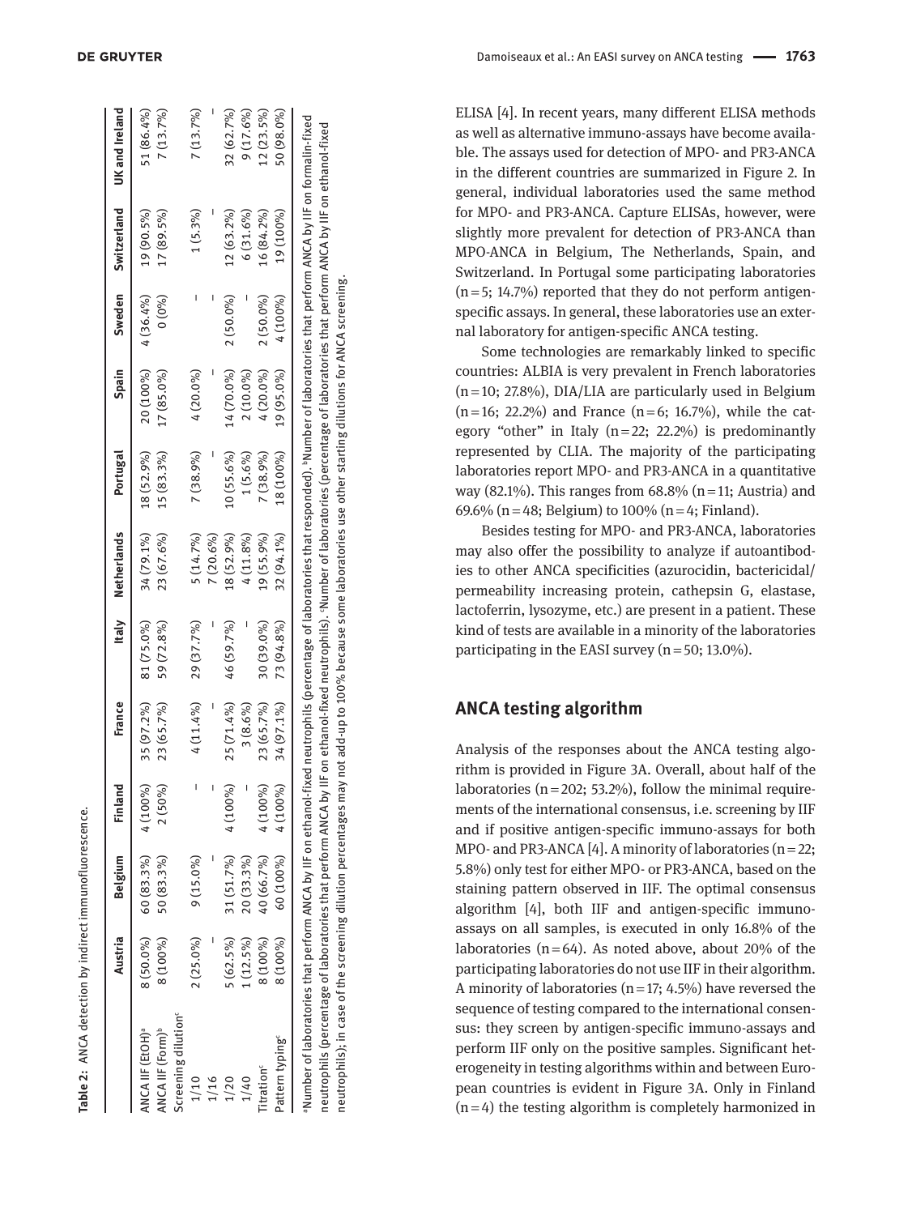**Table 2:** ANCA detection by indirect immunofluorescence.

| | Austria | Belgium | Finland | France | Italy | Netherlands | Portugal | Spain | Sweden | Switzerland | UK and Ireland |
|---|---|---|---|---|---|---|---|---|---|---|---|
| ANCA IIF (EtOH)[a] | 8 (50.0%) | 60 (83.3%) | 4 (100%) | 35 (97.2%) | 81 (75.0%) | 34 (79.1%) | 18 (52.9%) | 20 (100%) | 4 (36.4%) | 19 (90.5%) | 51 (86.4%) |
| ANCA IIF (Form)[b] | 8 (100%) | 50 (83.3%) | 2 (50%) | 23 (65.7%) | 59 (72.8%) | 23 (67.6%) | 15 (83.3%) | 17 (85.0%) | 0 (0%) | 17 (89.5%) | 7 (13.7%) |
| Screening dilution[c] | | | | | | | | | | | |
| 1/10 | 2 (25.0%) | 9 (15.0%) | – | 4 (11.4%) | 29 (37.7%) | 5 (14.7%) | 7 (38.9%) | 4 (20.0%) | – | 1 (5.3%) | 7 (13.7%) |
| 1/16 | – | – | – | – | – | 7 (20.6%) | – | – | – | – | – |
| 1/20 | 5 (62.5%) | 31 (51.7%) | 4 (100%) | 25 (71.4%) | 46 (59.7%) | 18 (52.9%) | 10 (55.6%) | 14 (70.0%) | 2 (50.0%) | 12 (63.2%) | 32 (62.7%) |
| 1/40 | 1 (12.5%) | 20 (33.3%) | – | 3 (8.6%) | – | 4 (11.8%) | 1 (5.6%) | 2 (10.0%) | – | 6 (31.6%) | 9 (17.6%) |
| Titration[c] | 8 (100%) | 40 (66.7%) | 4 (100%) | 23 (65.7%) | 30 (39.0%) | 19 (55.9%) | 7 (38.9%) | 4 (20.0%) | 2 (50.0%) | 16 (84.2%) | 12 (23.5%) |
| Pattern typing[c] | 8 (100%) | 60 (100%) | 4 (100%) | 34 (97.1%) | 73 (94.8%) | 32 (94.1%) | 18 (100%) | 19 (95.0%) | 4 (100%) | 19 (100%) | 50 (98.0%) |

[a]Number of laboratories that perform ANCA by IIF on ethanol-fixed neutrophils (percentage of laboratories that responded). [b]Number of laboratories that perform ANCA by IIF on formalin-fixed neutrophils (percentage of laboratories that perform ANCA by IIF on ethanol-fixed neutrophils). [c]Number of laboratories (percentage of laboratories that perform ANCA by IIF on ethanol-fixed neutrophils); in case of the screening dilution percentages may not add-up to 100% because some laboratories use other starting dilutions for ANCA screening.

ELISA [4]. In recent years, many different ELISA methods as well as alternative immuno-assays have become available. The assays used for detection of MPO- and PR3-ANCA in the different countries are summarized in Figure 2. In general, individual laboratories used the same method for MPO- and PR3-ANCA. Capture ELISAs, however, were slightly more prevalent for detection of PR3-ANCA than MPO-ANCA in Belgium, The Netherlands, Spain, and Switzerland. In Portugal some participating laboratories (n=5; 14.7%) reported that they do not perform antigen-specific assays. In general, these laboratories use an external laboratory for antigen-specific ANCA testing.

Some technologies are remarkably linked to specific countries: ALBIA is very prevalent in French laboratories (n=10; 27.8%), DIA/LIA are particularly used in Belgium (n=16; 22.2%) and France (n=6; 16.7%), while the category "other" in Italy (n=22; 22.2%) is predominantly represented by CLIA. The majority of the participating laboratories report MPO- and PR3-ANCA in a quantitative way (82.1%). This ranges from 68.8% (n=11; Austria) and 69.6% (n=48; Belgium) to 100% (n=4; Finland).

Besides testing for MPO- and PR3-ANCA, laboratories may also offer the possibility to analyze if autoantibodies to other ANCA specificities (azurocidin, bactericidal/permeability increasing protein, cathepsin G, elastase, lactoferrin, lysozyme, etc.) are present in a patient. These kind of tests are available in a minority of the laboratories participating in the EASI survey (n=50; 13.0%).

## ANCA testing algorithm

Analysis of the responses about the ANCA testing algorithm is provided in Figure 3A. Overall, about half of the laboratories (n=202; 53.2%), follow the minimal requirements of the international consensus, i.e. screening by IIF and if positive antigen-specific immuno-assays for both MPO- and PR3-ANCA [4]. A minority of laboratories (n=22; 5.8%) only test for either MPO- or PR3-ANCA, based on the staining pattern observed in IIF. The optimal consensus algorithm [4], both IIF and antigen-specific immunoassays on all samples, is executed in only 16.8% of the laboratories (n=64). As noted above, about 20% of the participating laboratories do not use IIF in their algorithm. A minority of laboratories (n=17; 4.5%) have reversed the sequence of testing compared to the international consensus: they screen by antigen-specific immuno-assays and perform IIF only on the positive samples. Significant heterogeneity in testing algorithms within and between European countries is evident in Figure 3A. Only in Finland (n=4) the testing algorithm is completely harmonized in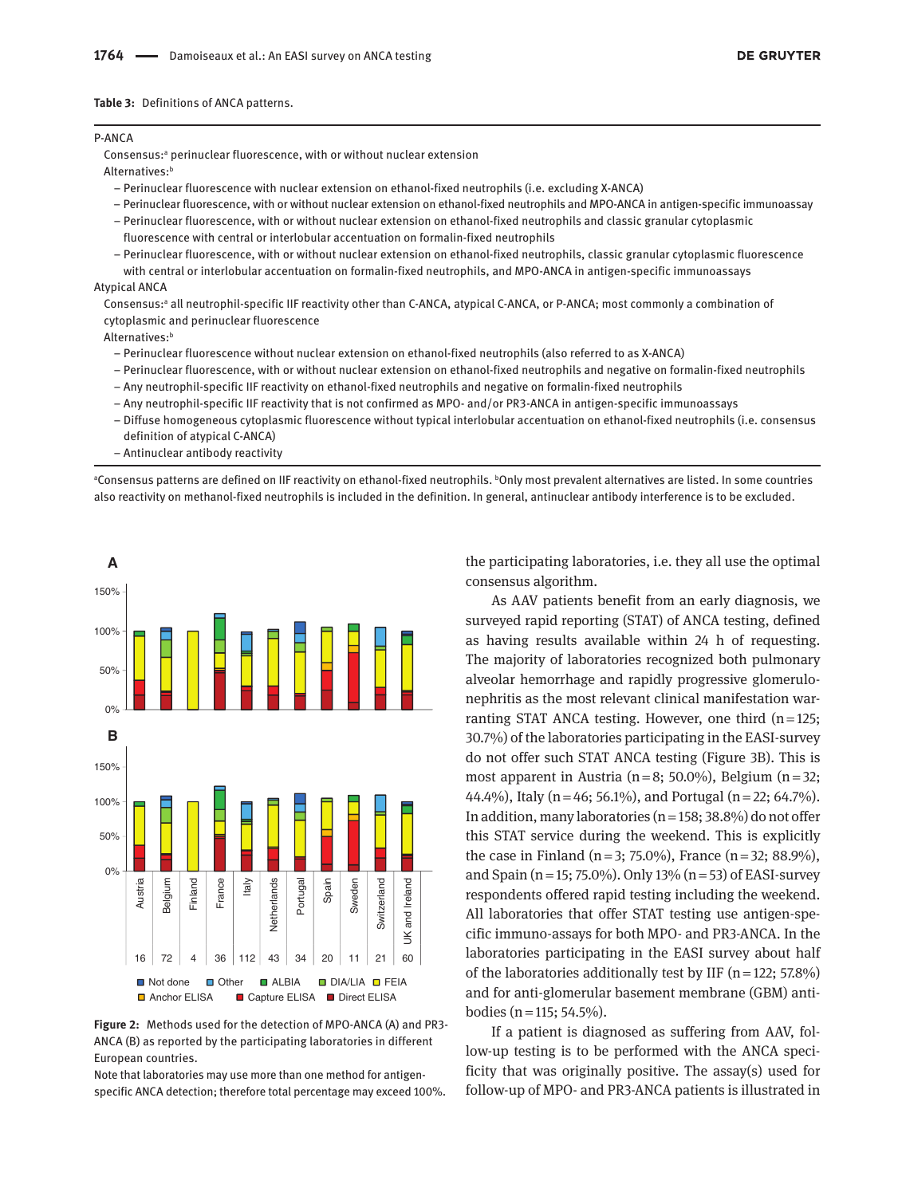**Table 3:** Definitions of ANCA patterns.

P-ANCA

Consensus:[a] perinuclear fluorescence, with or without nuclear extension

Alternatives:[b]

- Perinuclear fluorescence with nuclear extension on ethanol-fixed neutrophils (i.e. excluding X-ANCA)
- Perinuclear fluorescence, with or without nuclear extension on ethanol-fixed neutrophils and MPO-ANCA in antigen-specific immunoassay
- Perinuclear fluorescence, with or without nuclear extension on ethanol-fixed neutrophils and classic granular cytoplasmic fluorescence with central or interlobular accentuation on formalin-fixed neutrophils
- Perinuclear fluorescence, with or without nuclear extension on ethanol-fixed neutrophils, classic granular cytoplasmic fluorescence with central or interlobular accentuation on formalin-fixed neutrophils, and MPO-ANCA in antigen-specific immunoassays

Atypical ANCA

Consensus:[a] all neutrophil-specific IIF reactivity other than C-ANCA, atypical C-ANCA, or P-ANCA; most commonly a combination of cytoplasmic and perinuclear fluorescence

Alternatives:[b]

- Perinuclear fluorescence without nuclear extension on ethanol-fixed neutrophils (also referred to as X-ANCA)
- Perinuclear fluorescence, with or without nuclear extension on ethanol-fixed neutrophils and negative on formalin-fixed neutrophils
- Any neutrophil-specific IIF reactivity on ethanol-fixed neutrophils and negative on formalin-fixed neutrophils
- Any neutrophil-specific IIF reactivity that is not confirmed as MPO- and/or PR3-ANCA in antigen-specific immunoassays
- Diffuse homogeneous cytoplasmic fluorescence without typical interlobular accentuation on ethanol-fixed neutrophils (i.e. consensus definition of atypical C-ANCA)
- Antinuclear antibody reactivity

[a]Consensus patterns are defined on IIF reactivity on ethanol-fixed neutrophils. [b]Only most prevalent alternatives are listed. In some countries also reactivity on methanol-fixed neutrophils is included in the definition. In general, antinuclear antibody interference is to be excluded.

**Figure 2:** Methods used for the detection of MPO-ANCA (A) and PR3-ANCA (B) as reported by the participating laboratories in different European countries.

Note that laboratories may use more than one method for antigen-specific ANCA detection; therefore total percentage may exceed 100%.

the participating laboratories, i.e. they all use the optimal consensus algorithm.

As AAV patients benefit from an early diagnosis, we surveyed rapid reporting (STAT) of ANCA testing, defined as having results available within 24 h of requesting. The majority of laboratories recognized both pulmonary alveolar hemorrhage and rapidly progressive glomerulonephritis as the most relevant clinical manifestation warranting STAT ANCA testing. However, one third (n=125; 30.7%) of the laboratories participating in the EASI-survey do not offer such STAT ANCA testing (Figure 3B). This is most apparent in Austria (n=8; 50.0%), Belgium (n=32; 44.4%), Italy (n=46; 56.1%), and Portugal (n=22; 64.7%). In addition, many laboratories (n=158; 38.8%) do not offer this STAT service during the weekend. This is explicitly the case in Finland (n=3; 75.0%), France (n=32; 88.9%), and Spain (n=15; 75.0%). Only 13% (n=53) of EASI-survey respondents offered rapid testing including the weekend. All laboratories that offer STAT testing use antigen-specific immuno-assays for both MPO- and PR3-ANCA. In the laboratories participating in the EASI survey about half of the laboratories additionally test by IIF (n=122; 57.8%) and for anti-glomerular basement membrane (GBM) antibodies (n=115; 54.5%).

If a patient is diagnosed as suffering from AAV, follow-up testing is to be performed with the ANCA specificity that was originally positive. The assay(s) used for follow-up of MPO- and PR3-ANCA patients is illustrated in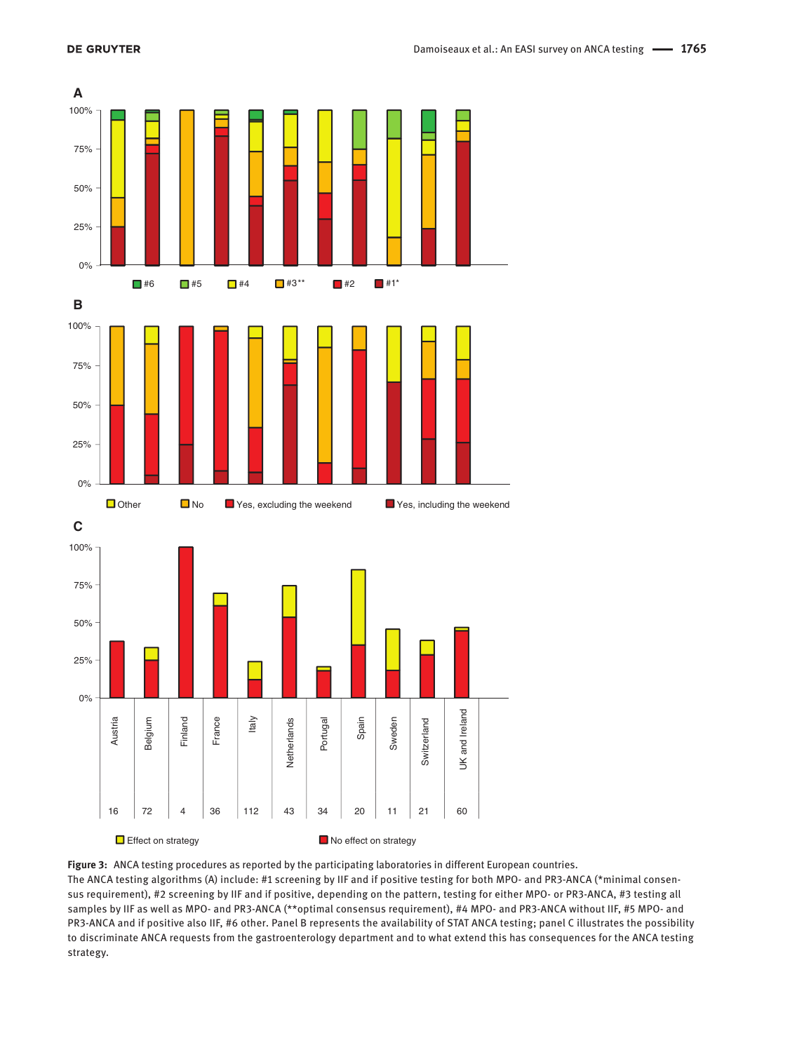**Figure 3:** ANCA testing procedures as reported by the participating laboratories in different European countries.
The ANCA testing algorithms (A) include: #1 screening by IIF and if positive testing for both MPO- and PR3-ANCA (*minimal consensus requirement), #2 screening by IIF and if positive, depending on the pattern, testing for either MPO- or PR3-ANCA, #3 testing all samples by IIF as well as MPO- and PR3-ANCA (**optimal consensus requirement), #4 MPO- and PR3-ANCA without IIF, #5 MPO- and PR3-ANCA and if positive also IIF, #6 other. Panel B represents the availability of STAT ANCA testing; panel C illustrates the possibility to discriminate ANCA requests from the gastroenterology department and to what extend this has consequences for the ANCA testing strategy.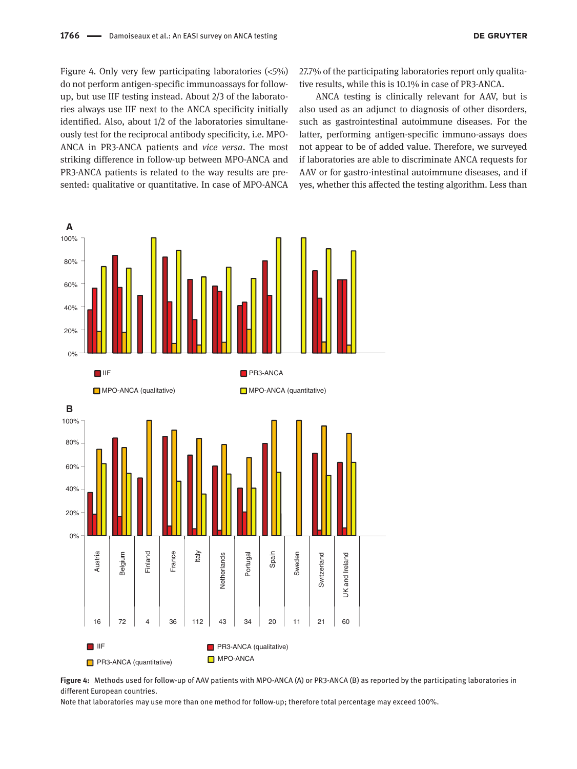Figure 4. Only very few participating laboratories (<5%) do not perform antigen-specific immunoassays for follow-up, but use IIF testing instead. About 2/3 of the laboratories always use IIF next to the ANCA specificity initially identified. Also, about 1/2 of the laboratories simultaneously test for the reciprocal antibody specificity, i.e. MPO-ANCA in PR3-ANCA patients and *vice versa*. The most striking difference in follow-up between MPO-ANCA and PR3-ANCA patients is related to the way results are presented: qualitative or quantitative. In case of MPO-ANCA 27.7% of the participating laboratories report only qualitative results, while this is 10.1% in case of PR3-ANCA.

ANCA testing is clinically relevant for AAV, but is also used as an adjunct to diagnosis of other disorders, such as gastrointestinal autoimmune diseases. For the latter, performing antigen-specific immuno-assays does not appear to be of added value. Therefore, we surveyed if laboratories are able to discriminate ANCA requests for AAV or for gastro-intestinal autoimmune diseases, and if yes, whether this affected the testing algorithm. Less than

**Figure 4:** Methods used for follow-up of AAV patients with MPO-ANCA (A) or PR3-ANCA (B) as reported by the participating laboratories in different European countries.
Note that laboratories may use more than one method for follow-up; therefore total percentage may exceed 100%.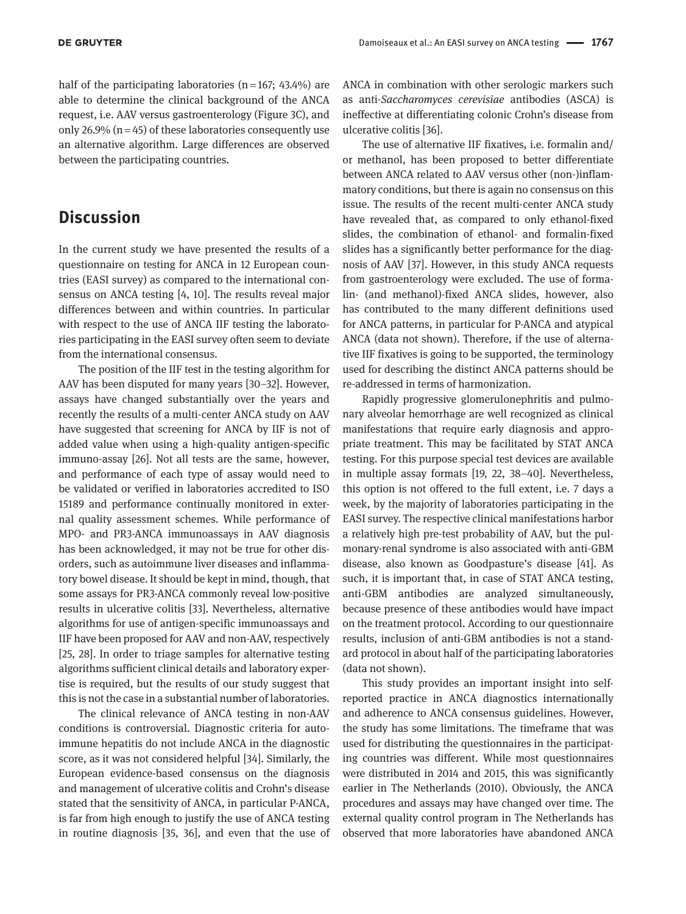half of the participating laboratories (n=167; 43.4%) are able to determine the clinical background of the ANCA request, i.e. AAV versus gastroenterology (Figure 3C), and only 26.9% (n=45) of these laboratories consequently use an alternative algorithm. Large differences are observed between the participating countries.

## Discussion

In the current study we have presented the results of a questionnaire on testing for ANCA in 12 European countries (EASI survey) as compared to the international consensus on ANCA testing [4, 10]. The results reveal major differences between and within countries. In particular with respect to the use of ANCA IIF testing the laboratories participating in the EASI survey often seem to deviate from the international consensus.

The position of the IIF test in the testing algorithm for AAV has been disputed for many years [30–32]. However, assays have changed substantially over the years and recently the results of a multi-center ANCA study on AAV have suggested that screening for ANCA by IIF is not of added value when using a high-quality antigen-specific immuno-assay [26]. Not all tests are the same, however, and performance of each type of assay would need to be validated or verified in laboratories accredited to ISO 15189 and performance continually monitored in external quality assessment schemes. While performance of MPO- and PR3-ANCA immunoassays in AAV diagnosis has been acknowledged, it may not be true for other disorders, such as autoimmune liver diseases and inflammatory bowel disease. It should be kept in mind, though, that some assays for PR3-ANCA commonly reveal low-positive results in ulcerative colitis [33]. Nevertheless, alternative algorithms for use of antigen-specific immunoassays and IIF have been proposed for AAV and non-AAV, respectively [25, 28]. In order to triage samples for alternative testing algorithms sufficient clinical details and laboratory expertise is required, but the results of our study suggest that this is not the case in a substantial number of laboratories.

The clinical relevance of ANCA testing in non-AAV conditions is controversial. Diagnostic criteria for autoimmune hepatitis do not include ANCA in the diagnostic score, as it was not considered helpful [34]. Similarly, the European evidence-based consensus on the diagnosis and management of ulcerative colitis and Crohn's disease stated that the sensitivity of ANCA, in particular P-ANCA, is far from high enough to justify the use of ANCA testing in routine diagnosis [35, 36], and even that the use of ANCA in combination with other serologic markers such as anti-*Saccharomyces cerevisiae* antibodies (ASCA) is ineffective at differentiating colonic Crohn's disease from ulcerative colitis [36].

The use of alternative IIF fixatives, i.e. formalin and/or methanol, has been proposed to better differentiate between ANCA related to AAV versus other (non-)inflammatory conditions, but there is again no consensus on this issue. The results of the recent multi-center ANCA study have revealed that, as compared to only ethanol-fixed slides, the combination of ethanol- and formalin-fixed slides has a significantly better performance for the diagnosis of AAV [37]. However, in this study ANCA requests from gastroenterology were excluded. The use of formalin- (and methanol)-fixed ANCA slides, however, also has contributed to the many different definitions used for ANCA patterns, in particular for P-ANCA and atypical ANCA (data not shown). Therefore, if the use of alternative IIF fixatives is going to be supported, the terminology used for describing the distinct ANCA patterns should be re-addressed in terms of harmonization.

Rapidly progressive glomerulonephritis and pulmonary alveolar hemorrhage are well recognized as clinical manifestations that require early diagnosis and appropriate treatment. This may be facilitated by STAT ANCA testing. For this purpose special test devices are available in multiple assay formats [19, 22, 38–40]. Nevertheless, this option is not offered to the full extent, i.e. 7 days a week, by the majority of laboratories participating in the EASI survey. The respective clinical manifestations harbor a relatively high pre-test probability of AAV, but the pulmonary-renal syndrome is also associated with anti-GBM disease, also known as Goodpasture's disease [41]. As such, it is important that, in case of STAT ANCA testing, anti-GBM antibodies are analyzed simultaneously, because presence of these antibodies would have impact on the treatment protocol. According to our questionnaire results, inclusion of anti-GBM antibodies is not a standard protocol in about half of the participating laboratories (data not shown).

This study provides an important insight into self-reported practice in ANCA diagnostics internationally and adherence to ANCA consensus guidelines. However, the study has some limitations. The timeframe that was used for distributing the questionnaires in the participating countries was different. While most questionnaires were distributed in 2014 and 2015, this was significantly earlier in The Netherlands (2010). Obviously, the ANCA procedures and assays may have changed over time. The external quality control program in The Netherlands has observed that more laboratories have abandoned ANCA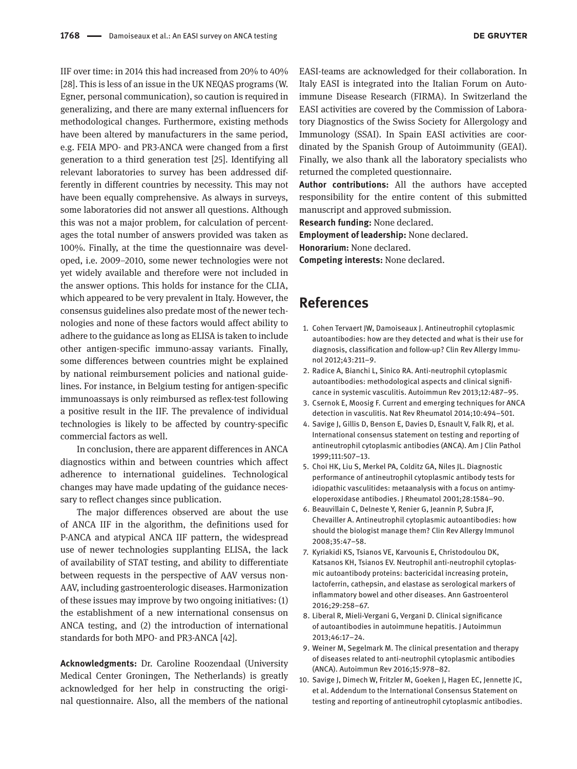IIF over time: in 2014 this had increased from 20% to 40% [28]. This is less of an issue in the UK NEQAS programs (W. Egner, personal communication), so caution is required in generalizing, and there are many external influencers for methodological changes. Furthermore, existing methods have been altered by manufacturers in the same period, e.g. FEIA MPO- and PR3-ANCA were changed from a first generation to a third generation test [25]. Identifying all relevant laboratories to survey has been addressed differently in different countries by necessity. This may not have been equally comprehensive. As always in surveys, some laboratories did not answer all questions. Although this was not a major problem, for calculation of percentages the total number of answers provided was taken as 100%. Finally, at the time the questionnaire was developed, i.e. 2009–2010, some newer technologies were not yet widely available and therefore were not included in the answer options. This holds for instance for the CLIA, which appeared to be very prevalent in Italy. However, the consensus guidelines also predate most of the newer technologies and none of these factors would affect ability to adhere to the guidance as long as ELISA is taken to include other antigen-specific immuno-assay variants. Finally, some differences between countries might be explained by national reimbursement policies and national guidelines. For instance, in Belgium testing for antigen-specific immunoassays is only reimbursed as reflex-test following a positive result in the IIF. The prevalence of individual technologies is likely to be affected by country-specific commercial factors as well.

In conclusion, there are apparent differences in ANCA diagnostics within and between countries which affect adherence to international guidelines. Technological changes may have made updating of the guidance necessary to reflect changes since publication.

The major differences observed are about the use of ANCA IIF in the algorithm, the definitions used for P-ANCA and atypical ANCA IIF pattern, the widespread use of newer technologies supplanting ELISA, the lack of availability of STAT testing, and ability to differentiate between requests in the perspective of AAV versus non-AAV, including gastroenterologic diseases. Harmonization of these issues may improve by two ongoing initiatives: (1) the establishment of a new international consensus on ANCA testing, and (2) the introduction of international standards for both MPO- and PR3-ANCA [42].

**Acknowledgments:** Dr. Caroline Roozendaal (University Medical Center Groningen, The Netherlands) is greatly acknowledged for her help in constructing the original questionnaire. Also, all the members of the national EASI-teams are acknowledged for their collaboration. In Italy EASI is integrated into the Italian Forum on Autoimmune Disease Research (FIRMA). In Switzerland the EASI activities are covered by the Commission of Laboratory Diagnostics of the Swiss Society for Allergology and Immunology (SSAI). In Spain EASI activities are coordinated by the Spanish Group of Autoimmunity (GEAI). Finally, we also thank all the laboratory specialists who returned the completed questionnaire.

**Author contributions:** All the authors have accepted responsibility for the entire content of this submitted manuscript and approved submission.

**Research funding:** None declared.

**Employment of leadership:** None declared.

**Honorarium:** None declared.

**Competing interests:** None declared.

# References

1. Cohen Tervaert JW, Damoiseaux J. Antineutrophil cytoplasmic autoantibodies: how are they detected and what is their use for diagnosis, classification and follow-up? Clin Rev Allergy Immunol 2012;43:211–9.
2. Radice A, Bianchi L, Sinico RA. Anti-neutrophil cytoplasmic autoantibodies: methodological aspects and clinical significance in systemic vasculitis. Autoimmun Rev 2013;12:487–95.
3. Csernok E, Moosig F. Current and emerging techniques for ANCA detection in vasculitis. Nat Rev Rheumatol 2014;10:494–501.
4. Savige J, Gillis D, Benson E, Davies D, Esnault V, Falk RJ, et al. International consensus statement on testing and reporting of antineutrophil cytoplasmic antibodies (ANCA). Am J Clin Pathol 1999;111:507–13.
5. Choi HK, Liu S, Merkel PA, Colditz GA, Niles JL. Diagnostic performance of antineutrophil cytoplasmic antibody tests for idiopathic vasculitides: metaanalysis with a focus on antimyeloperoxidase antibodies. J Rheumatol 2001;28:1584–90.
6. Beauvillain C, Delneste Y, Renier G, Jeannin P, Subra JF, Chevailler A. Antineutrophil cytoplasmic autoantibodies: how should the biologist manage them? Clin Rev Allergy Immunol 2008;35:47–58.
7. Kyriakidi KS, Tsianos VE, Karvounis E, Christodoulou DK, Katsanos KH, Tsianos EV. Neutrophil anti-neutrophil cytoplasmic autoantibody proteins: bactericidal increasing protein, lactoferrin, cathepsin, and elastase as serological markers of inflammatory bowel and other diseases. Ann Gastroenterol 2016;29:258–67.
8. Liberal R, Mieli-Vergani G, Vergani D. Clinical significance of autoantibodies in autoimmune hepatitis. J Autoimmun 2013;46:17–24.
9. Weiner M, Segelmark M. The clinical presentation and therapy of diseases related to anti-neutrophil cytoplasmic antibodies (ANCA). Autoimmun Rev 2016;15:978–82.
10. Savige J, Dimech W, Fritzler M, Goeken J, Hagen EC, Jennette JC, et al. Addendum to the International Consensus Statement on testing and reporting of antineutrophil cytoplasmic antibodies.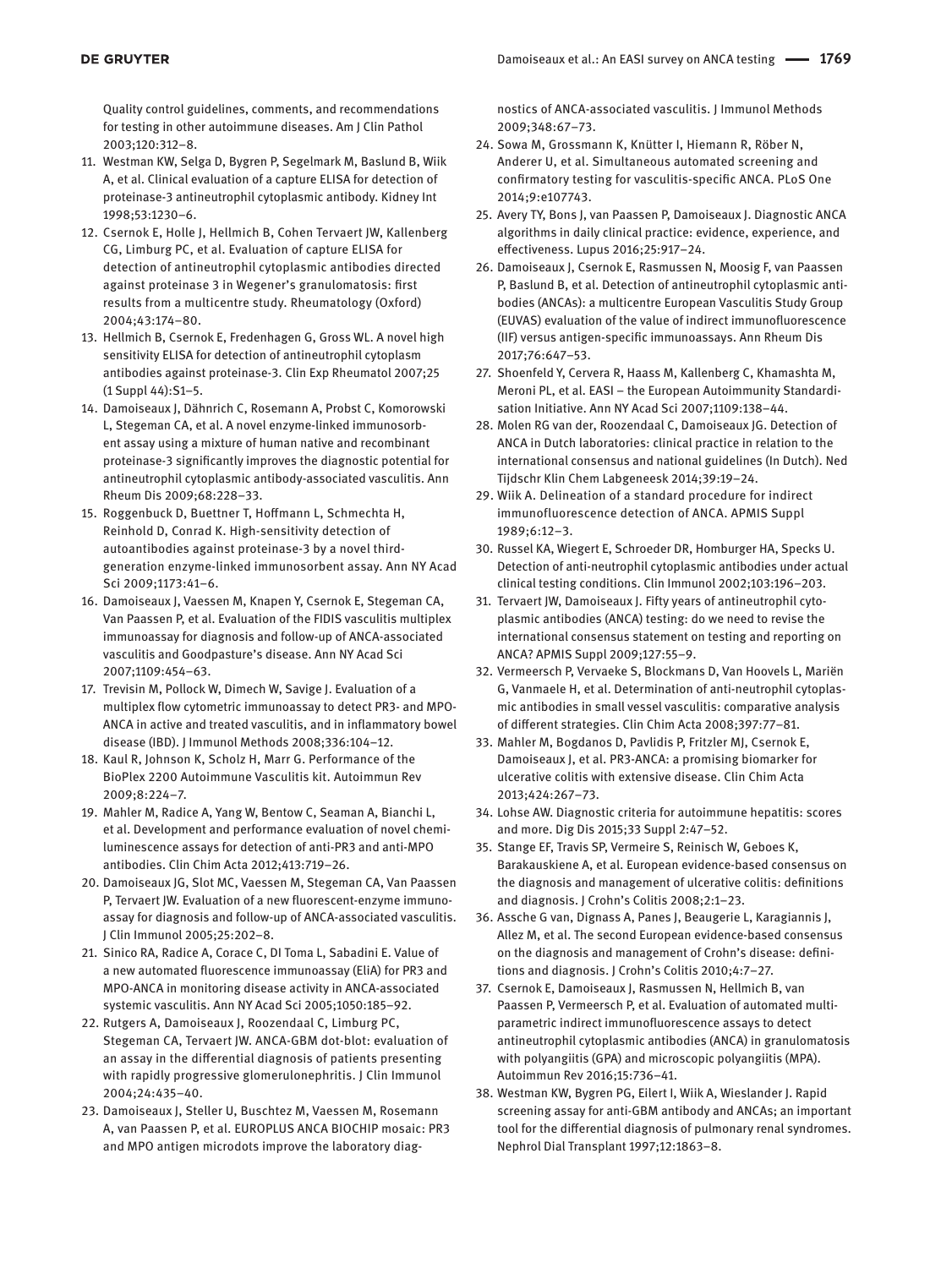Quality control guidelines, comments, and recommendations for testing in other autoimmune diseases. Am J Clin Pathol 2003;120:312–8.

11. Westman KW, Selga D, Bygren P, Segelmark M, Baslund B, Wiik A, et al. Clinical evaluation of a capture ELISA for detection of proteinase-3 antineutrophil cytoplasmic antibody. Kidney Int 1998;53:1230–6.
12. Csernok E, Holle J, Hellmich B, Cohen Tervaert JW, Kallenberg CG, Limburg PC, et al. Evaluation of capture ELISA for detection of antineutrophil cytoplasmic antibodies directed against proteinase 3 in Wegener's granulomatosis: first results from a multicentre study. Rheumatology (Oxford) 2004;43:174–80.
13. Hellmich B, Csernok E, Fredenhagen G, Gross WL. A novel high sensitivity ELISA for detection of antineutrophil cytoplasm antibodies against proteinase-3. Clin Exp Rheumatol 2007;25 (1 Suppl 44):S1–5.
14. Damoiseaux J, Dähnrich C, Rosemann A, Probst C, Komorowski L, Stegeman CA, et al. A novel enzyme-linked immunosorbent assay using a mixture of human native and recombinant proteinase-3 significantly improves the diagnostic potential for antineutrophil cytoplasmic antibody-associated vasculitis. Ann Rheum Dis 2009;68:228–33.
15. Roggenbuck D, Buettner T, Hoffmann L, Schmechta H, Reinhold D, Conrad K. High-sensitivity detection of autoantibodies against proteinase-3 by a novel third-generation enzyme-linked immunosorbent assay. Ann NY Acad Sci 2009;1173:41–6.
16. Damoiseaux J, Vaessen M, Knapen Y, Csernok E, Stegeman CA, Van Paassen P, et al. Evaluation of the FIDIS vasculitis multiplex immunoassay for diagnosis and follow-up of ANCA-associated vasculitis and Goodpasture's disease. Ann NY Acad Sci 2007;1109:454–63.
17. Trevisin M, Pollock W, Dimech W, Savige J. Evaluation of a multiplex flow cytometric immunoassay to detect PR3- and MPO-ANCA in active and treated vasculitis, and in inflammatory bowel disease (IBD). J Immunol Methods 2008;336:104–12.
18. Kaul R, Johnson K, Scholz H, Marr G. Performance of the BioPlex 2200 Autoimmune Vasculitis kit. Autoimmun Rev 2009;8:224–7.
19. Mahler M, Radice A, Yang W, Bentow C, Seaman A, Bianchi L, et al. Development and performance evaluation of novel chemiluminescence assays for detection of anti-PR3 and anti-MPO antibodies. Clin Chim Acta 2012;413:719–26.
20. Damoiseaux JG, Slot MC, Vaessen M, Stegeman CA, Van Paassen P, Tervaert JW. Evaluation of a new fluorescent-enzyme immunoassay for diagnosis and follow-up of ANCA-associated vasculitis. J Clin Immunol 2005;25:202–8.
21. Sinico RA, Radice A, Corace C, DI Toma L, Sabadini E. Value of a new automated fluorescence immunoassay (EliA) for PR3 and MPO-ANCA in monitoring disease activity in ANCA-associated systemic vasculitis. Ann NY Acad Sci 2005;1050:185–92.
22. Rutgers A, Damoiseaux J, Roozendaal C, Limburg PC, Stegeman CA, Tervaert JW. ANCA-GBM dot-blot: evaluation of an assay in the differential diagnosis of patients presenting with rapidly progressive glomerulonephritis. J Clin Immunol 2004;24:435–40.
23. Damoiseaux J, Steller U, Buschtez M, Vaessen M, Rosemann A, van Paassen P, et al. EUROPLUS ANCA BIOCHIP mosaic: PR3 and MPO antigen microdots improve the laboratory diagnostics of ANCA-associated vasculitis. J Immunol Methods 2009;348:67–73.
24. Sowa M, Grossmann K, Knütter I, Hiemann R, Röber N, Anderer U, et al. Simultaneous automated screening and confirmatory testing for vasculitis-specific ANCA. PLoS One 2014;9:e107743.
25. Avery TY, Bons J, van Paassen P, Damoiseaux J. Diagnostic ANCA algorithms in daily clinical practice: evidence, experience, and effectiveness. Lupus 2016;25:917–24.
26. Damoiseaux J, Csernok E, Rasmussen N, Moosig F, van Paassen P, Baslund B, et al. Detection of antineutrophil cytoplasmic antibodies (ANCAs): a multicentre European Vasculitis Study Group (EUVAS) evaluation of the value of indirect immunofluorescence (IIF) versus antigen-specific immunoassays. Ann Rheum Dis 2017;76:647–53.
27. Shoenfeld Y, Cervera R, Haass M, Kallenberg C, Khamashta M, Meroni PL, et al. EASI – the European Autoimmunity Standardisation Initiative. Ann NY Acad Sci 2007;1109:138–44.
28. Molen RG van der, Roozendaal C, Damoiseaux JG. Detection of ANCA in Dutch laboratories: clinical practice in relation to the international consensus and national guidelines (In Dutch). Ned Tijdschr Klin Chem Labgeneesk 2014;39:19–24.
29. Wiik A. Delineation of a standard procedure for indirect immunofluorescence detection of ANCA. APMIS Suppl 1989;6:12–3.
30. Russel KA, Wiegert E, Schroeder DR, Homburger HA, Specks U. Detection of anti-neutrophil cytoplasmic antibodies under actual clinical testing conditions. Clin Immunol 2002;103:196–203.
31. Tervaert JW, Damoiseaux J. Fifty years of antineutrophil cytoplasmic antibodies (ANCA) testing: do we need to revise the international consensus statement on testing and reporting on ANCA? APMIS Suppl 2009;127:55–9.
32. Vermeersch P, Vervaeke S, Blockmans D, Van Hoovels L, Mariën G, Vanmaele H, et al. Determination of anti-neutrophil cytoplasmic antibodies in small vessel vasculitis: comparative analysis of different strategies. Clin Chim Acta 2008;397:77–81.
33. Mahler M, Bogdanos D, Pavlidis P, Fritzler MJ, Csernok E, Damoiseaux J, et al. PR3-ANCA: a promising biomarker for ulcerative colitis with extensive disease. Clin Chim Acta 2013;424:267–73.
34. Lohse AW. Diagnostic criteria for autoimmune hepatitis: scores and more. Dig Dis 2015;33 Suppl 2:47–52.
35. Stange EF, Travis SP, Vermeire S, Reinisch W, Geboes K, Barakauskiene A, et al. European evidence-based consensus on the diagnosis and management of ulcerative colitis: definitions and diagnosis. J Crohn's Colitis 2008;2:1–23.
36. Assche G van, Dignass A, Panes J, Beaugerie L, Karagiannis J, Allez M, et al. The second European evidence-based consensus on the diagnosis and management of Crohn's disease: definitions and diagnosis. J Crohn's Colitis 2010;4:7–27.
37. Csernok E, Damoiseaux J, Rasmussen N, Hellmich B, van Paassen P, Vermeersch P, et al. Evaluation of automated multi-parametric indirect immunofluorescence assays to detect antineutrophil cytoplasmic antibodies (ANCA) in granulomatosis with polyangiitis (GPA) and microscopic polyangiitis (MPA). Autoimmun Rev 2016;15:736–41.
38. Westman KW, Bygren PG, Eilert I, Wiik A, Wieslander J. Rapid screening assay for anti-GBM antibody and ANCAs; an important tool for the differential diagnosis of pulmonary renal syndromes. Nephrol Dial Transplant 1997;12:1863–8.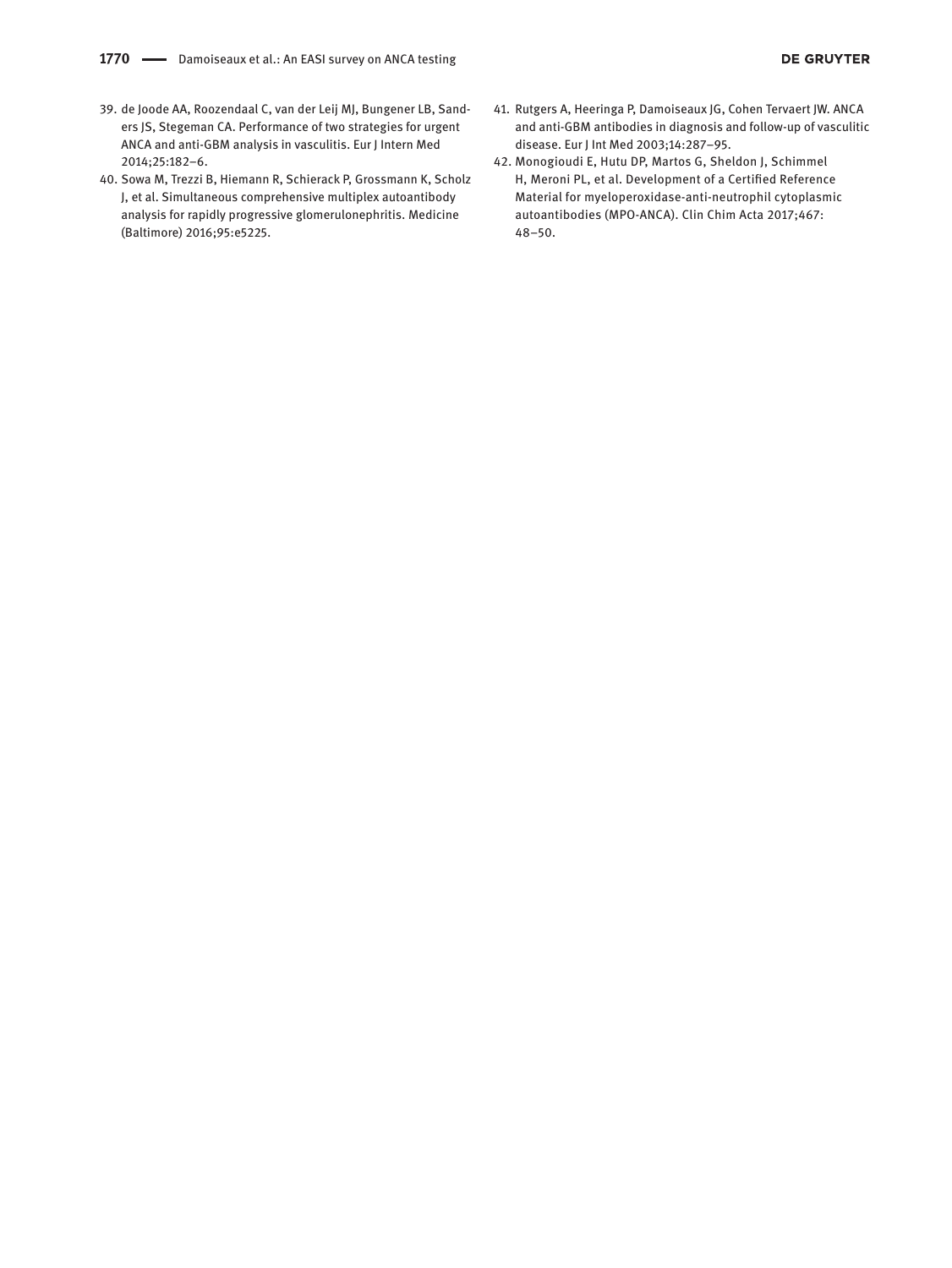39. de Joode AA, Roozendaal C, van der Leij MJ, Bungener LB, Sanders JS, Stegeman CA. Performance of two strategies for urgent ANCA and anti-GBM analysis in vasculitis. Eur J Intern Med 2014;25:182–6.
40. Sowa M, Trezzi B, Hiemann R, Schierack P, Grossmann K, Scholz J, et al. Simultaneous comprehensive multiplex autoantibody analysis for rapidly progressive glomerulonephritis. Medicine (Baltimore) 2016;95:e5225.
41. Rutgers A, Heeringa P, Damoiseaux JG, Cohen Tervaert JW. ANCA and anti-GBM antibodies in diagnosis and follow-up of vasculitic disease. Eur J Int Med 2003;14:287–95.
42. Monogioudi E, Hutu DP, Martos G, Sheldon J, Schimmel H, Meroni PL, et al. Development of a Certified Reference Material for myeloperoxidase-anti-neutrophil cytoplasmic autoantibodies (MPO-ANCA). Clin Chim Acta 2017;467: 48–50.